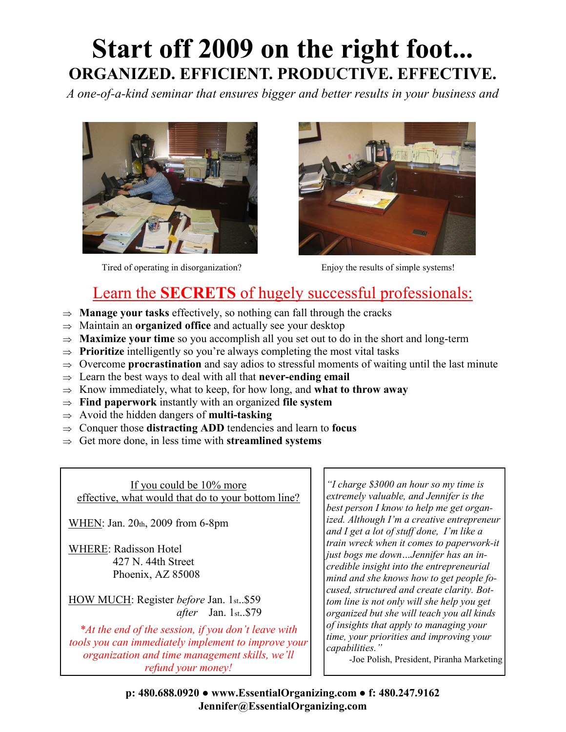# Start off 2009 on the right foot...

## ORGANIZED. EFFICIENT. PRODUCTIVE. EFFECTIVE.

*A one-of-a-kind seminar that ensures bigger and better results in your business and*

Tired of operating in disorganization?

Enjoy the results of simple systems!

## Learn the **SECRETS** of hugely successful professionals:

- ⇒ **Manage your tasks** effectively, so nothing can fall through the cracks
- ⇒ Maintain an **organized office** and actually see your desktop
- ⇒ **Maximize your time** so you accomplish all you set out to do in the short and long-term
- ⇒ **Prioritize** intelligently so you're always completing the most vital tasks
- ⇒ Overcome **procrastination** and say adios to stressful moments of waiting until the last minute
- ⇒ Learn the best ways to deal with all that **never-ending email**
- ⇒ Know immediately, what to keep, for how long, and **what to throw away**
- ⇒ **Find paperwork** instantly with an organized **file system**
- ⇒ Avoid the hidden dangers of **multi-tasking**
- ⇒ Conquer those **distracting ADD** tendencies and learn to **focus**
- ⇒ Get more done, in less time with **streamlined systems**

If you could be 10% more effective, what would that do to your bottom line?

WHEN: Jan. 20th, 2009 from 6-8pm

WHERE: Radisson Hotel
427 N. 44th Street
Phoenix, AZ 85008

HOW MUCH: Register *before* Jan. 1st..$59
*after* Jan. 1st..$79

*\*At the end of the session, if you don't leave with tools you can immediately implement to improve your organization and time management skills, we'll refund your money!*

*"I charge $3000 an hour so my time is extremely valuable, and Jennifer is the best person I know to help me get organized. Although I'm a creative entrepreneur and I get a lot of stuff done, I'm like a train wreck when it comes to paperwork-it just bogs me down…Jennifer has an incredible insight into the entrepreneurial mind and she knows how to get people focused, structured and create clarity. Bottom line is not only will she help you get organized but she will teach you all kinds of insights that apply to managing your time, your priorities and improving your capabilities."*

-Joe Polish, President, Piranha Marketing

**p: 480.688.0920 ● www.EssentialOrganizing.com ● f: 480.247.9162**
**Jennifer@EssentialOrganizing.com**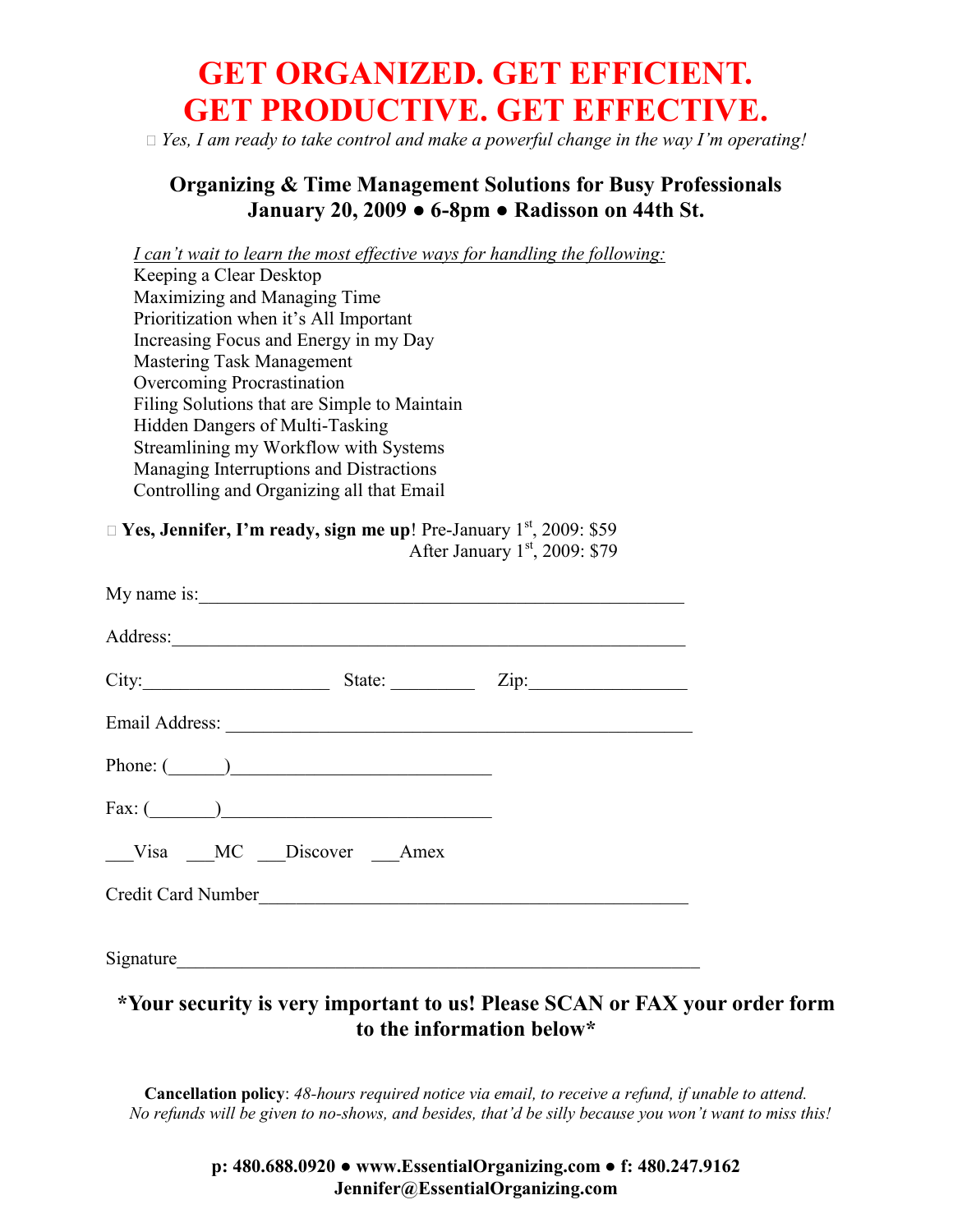# GET ORGANIZED. GET EFFICIENT. GET PRODUCTIVE. GET EFFECTIVE.

☐ *Yes, I am ready to take control and make a powerful change in the way I'm operating!*

**Organizing & Time Management Solutions for Busy Professionals**
**January 20, 2009 ● 6-8pm ● Radisson on 44th St.**

*I can't wait to learn the most effective ways for handling the following:*

Keeping a Clear Desktop
Maximizing and Managing Time
Prioritization when it's All Important
Increasing Focus and Energy in my Day
Mastering Task Management
Overcoming Procrastination
Filing Solutions that are Simple to Maintain
Hidden Dangers of Multi-Tasking
Streamlining my Workflow with Systems
Managing Interruptions and Distractions
Controlling and Organizing all that Email

☐ **Yes, Jennifer, I'm ready, sign me up**! Pre-January 1st, 2009: $59
After January 1st, 2009: $79

My name is:_____________________________________________________

Address:_______________________________________________________

City:____________________ State: _________ Zip:_________________

Email Address: __________________________________________________

Phone: (______)___________________________

Fax: (_______)____________________________

___Visa ___MC ___Discover ___Amex

Credit Card Number_______________________________________________

Signature__________________________________________________________

**\*Your security is very important to us! Please SCAN or FAX your order form to the information below\***

**Cancellation policy**: *48-hours required notice via email, to receive a refund, if unable to attend. No refunds will be given to no-shows, and besides, that'd be silly because you won't want to miss this!*

**p: 480.688.0920 ● www.EssentialOrganizing.com ● f: 480.247.9162**
**Jennifer@EssentialOrganizing.com**